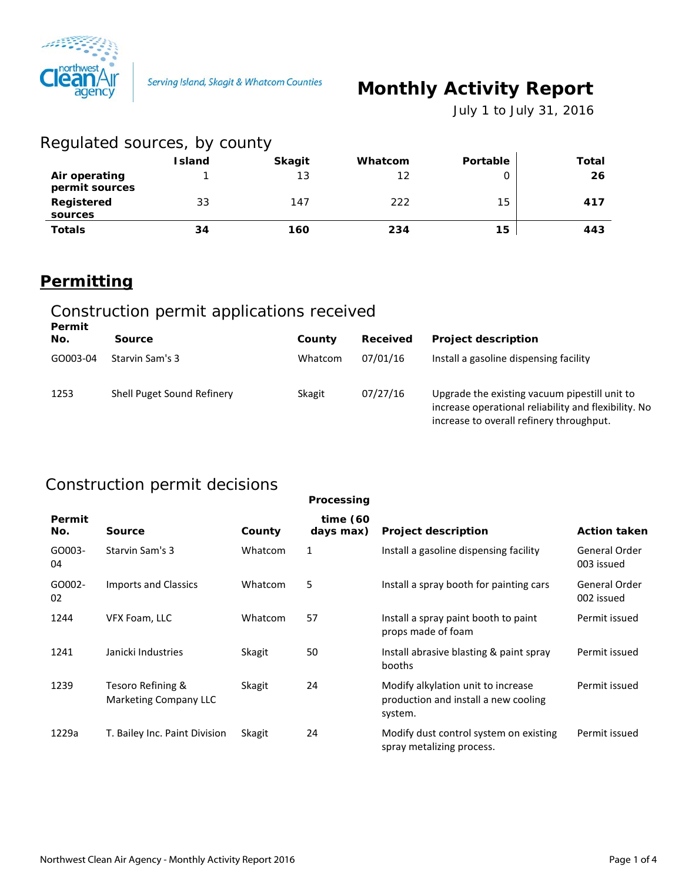Serving Island, Skagit & Whatcom Counties

# Monthly Activity Report

July 1 to July 31, 2016

## Regulated sources, by county

| | Island | Skagit | Whatcom | Portable | Total |
|---|---|---|---|---|---|
| **Air operating permit sources** | 1 | 13 | 12 | 0 | **26** |
| **Registered sources** | 33 | 147 | 222 | 15 | **417** |
| **Totals** | **34** | **160** | **234** | **15** | **443** |

## Permitting

### Construction permit applications received

| Permit No. | Source | County | Received | Project description |
|---|---|---|---|---|
| GO003-04 | Starvin Sam's 3 | Whatcom | 07/01/16 | Install a gasoline dispensing facility |
| 1253 | Shell Puget Sound Refinery | Skagit | 07/27/16 | Upgrade the existing vacuum pipestill unit to increase operational reliability and flexibility. No increase to overall refinery throughput. |

### Construction permit decisions

| Permit No. | Source | County | Processing time (60 days max) | Project description | Action taken |
|---|---|---|---|---|---|
| GO003-04 | Starvin Sam's 3 | Whatcom | 1 | Install a gasoline dispensing facility | General Order 003 issued |
| GO002-02 | Imports and Classics | Whatcom | 5 | Install a spray booth for painting cars | General Order 002 issued |
| 1244 | VFX Foam, LLC | Whatcom | 57 | Install a spray paint booth to paint props made of foam | Permit issued |
| 1241 | Janicki Industries | Skagit | 50 | Install abrasive blasting & paint spray booths | Permit issued |
| 1239 | Tesoro Refining & Marketing Company LLC | Skagit | 24 | Modify alkylation unit to increase production and install a new cooling system. | Permit issued |
| 1229a | T. Bailey Inc. Paint Division | Skagit | 24 | Modify dust control system on existing spray metalizing process. | Permit issued |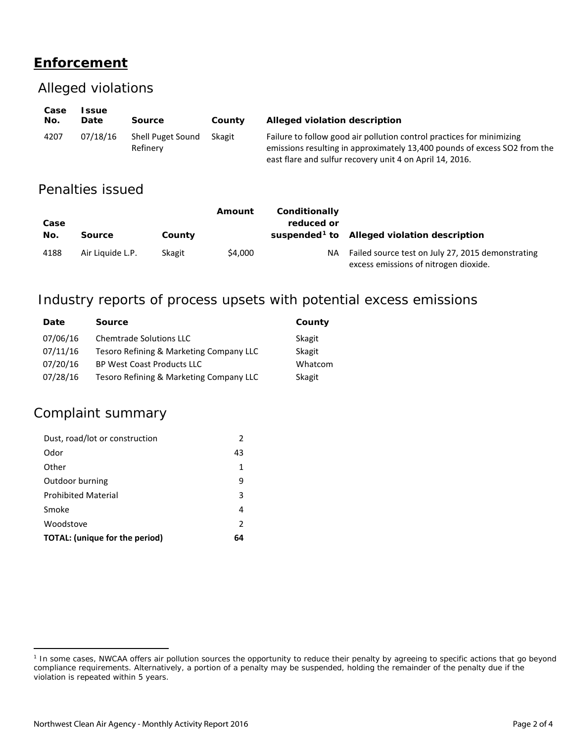# Enforcement

## Alleged violations

| Case No. | Issue Date | Source | County | Alleged violation description |
|---|---|---|---|---|
| 4207 | 07/18/16 | Shell Puget Sound Refinery | Skagit | Failure to follow good air pollution control practices for minimizing emissions resulting in approximately 13,400 pounds of excess SO2 from the east flare and sulfur recovery unit 4 on April 14, 2016. |

## Penalties issued

| Case No. | Source | County | Amount | Conditionally reduced or suspended[1] to | Alleged violation description |
|---|---|---|---|---|---|
| 4188 | Air Liquide L.P. | Skagit | $4,000 | NA | Failed source test on July 27, 2015 demonstrating excess emissions of nitrogen dioxide. |

## Industry reports of process upsets with potential excess emissions

| Date | Source | County |
|---|---|---|
| 07/06/16 | Chemtrade Solutions LLC | Skagit |
| 07/11/16 | Tesoro Refining & Marketing Company LLC | Skagit |
| 07/20/16 | BP West Coast Products LLC | Whatcom |
| 07/28/16 | Tesoro Refining & Marketing Company LLC | Skagit |

## Complaint summary

| | |
|---|---|
| Dust, road/lot or construction | 2 |
| Odor | 43 |
| Other | 1 |
| Outdoor burning | 9 |
| Prohibited Material | 3 |
| Smoke | 4 |
| Woodstove | 2 |
| **TOTAL: (unique for the period)** | **64** |

[1] In some cases, NWCAA offers air pollution sources the opportunity to reduce their penalty by agreeing to specific actions that go beyond compliance requirements. Alternatively, a portion of a penalty may be suspended, holding the remainder of the penalty due if the violation is repeated within 5 years.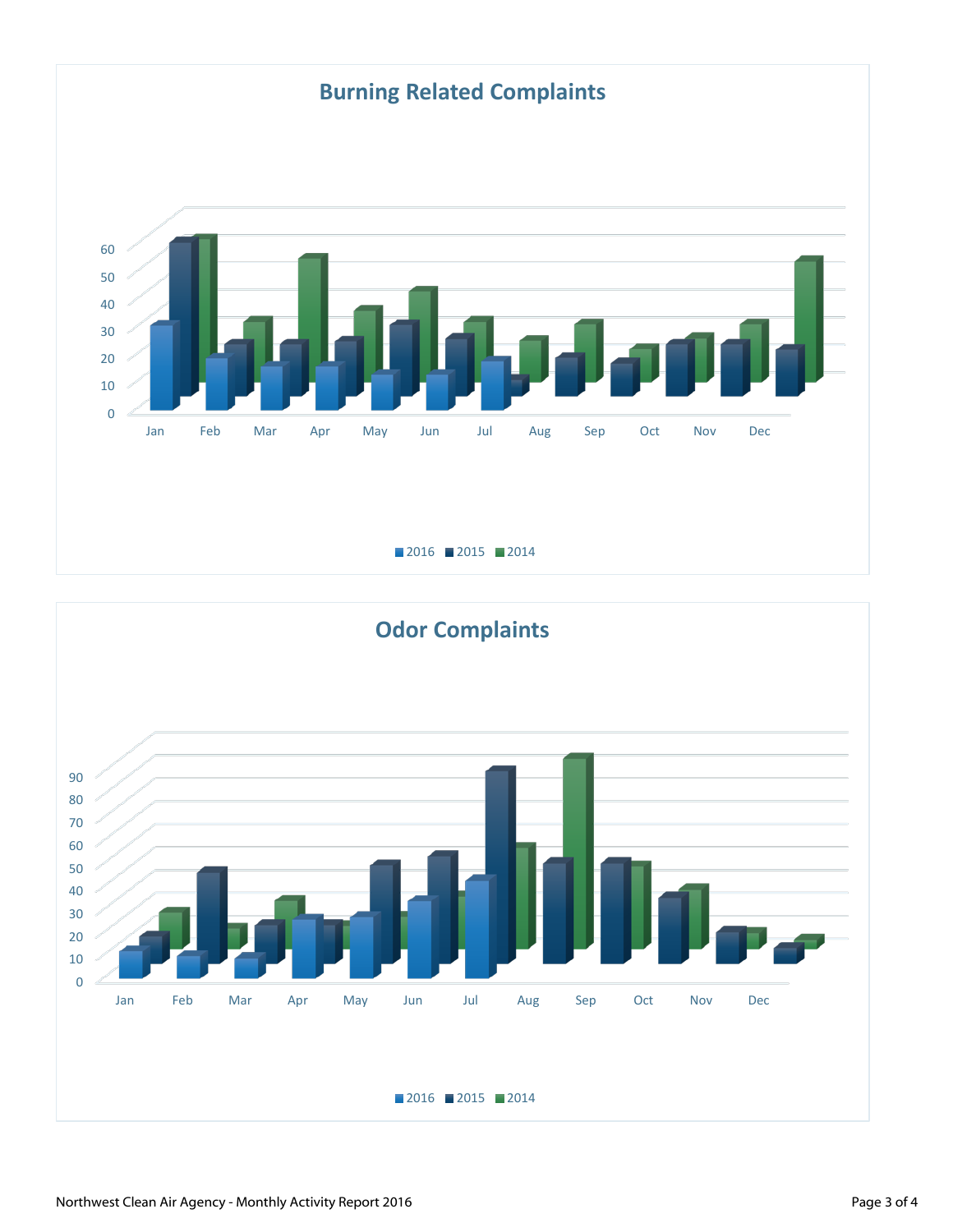## Burning Related Complaints

60
50
40
30
20
10
0

Jan Feb Mar Apr May Jun Jul Aug Sep Oct Nov Dec

2016 2015 2014

## Odor Complaints

90
80
70
60
50
40
30
20
10
0

Jan Feb Mar Apr May Jun Jul Aug Sep Oct Nov Dec

2016 2015 2014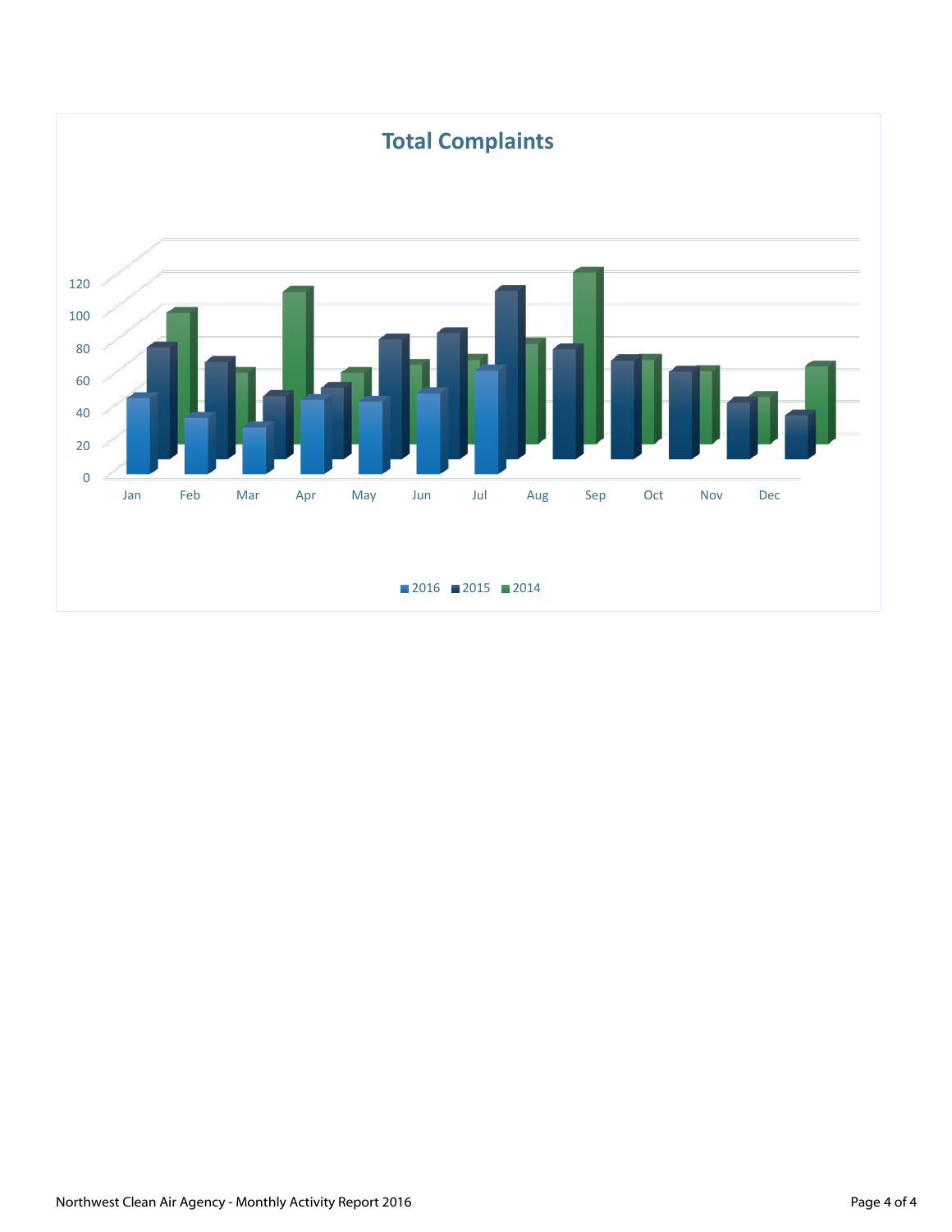## Total Complaints

120
100
80
60
40
20
0

Jan Feb Mar Apr May Jun Jul Aug Sep Oct Nov Dec

2016 2015 2014